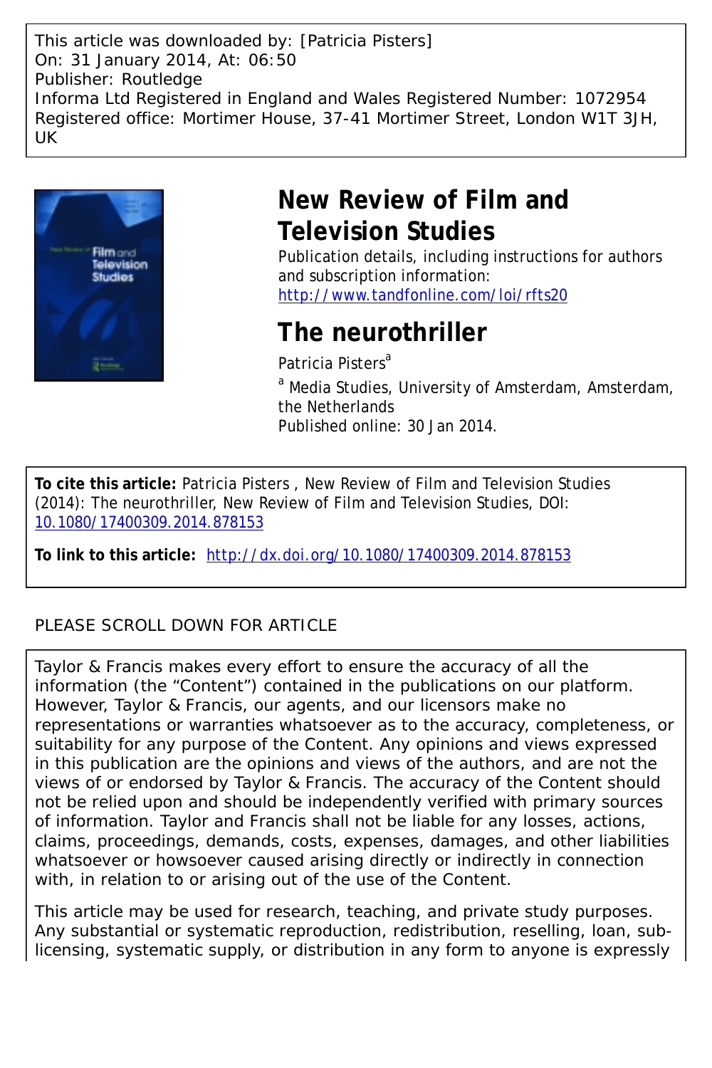This article was downloaded by: [Patricia Pisters]
On: 31 January 2014, At: 06:50
Publisher: Routledge
Informa Ltd Registered in England and Wales Registered Number: 1072954
Registered office: Mortimer House, 37-41 Mortimer Street, London W1T 3JH, UK

# New Review of Film and Television Studies

Publication details, including instructions for authors and subscription information:
http://www.tandfonline.com/loi/rfts20

## The neurothriller

Patricia Pisters[a]

[a] Media Studies, University of Amsterdam, Amsterdam, the Netherlands

Published online: 30 Jan 2014.

**To cite this article:** Patricia Pisters , New Review of Film and Television Studies (2014): The neurothriller, New Review of Film and Television Studies, DOI: 10.1080/17400309.2014.878153

**To link to this article:** http://dx.doi.org/10.1080/17400309.2014.878153

PLEASE SCROLL DOWN FOR ARTICLE

Taylor & Francis makes every effort to ensure the accuracy of all the information (the "Content") contained in the publications on our platform. However, Taylor & Francis, our agents, and our licensors make no representations or warranties whatsoever as to the accuracy, completeness, or suitability for any purpose of the Content. Any opinions and views expressed in this publication are the opinions and views of the authors, and are not the views of or endorsed by Taylor & Francis. The accuracy of the Content should not be relied upon and should be independently verified with primary sources of information. Taylor and Francis shall not be liable for any losses, actions, claims, proceedings, demands, costs, expenses, damages, and other liabilities whatsoever or howsoever caused arising directly or indirectly in connection with, in relation to or arising out of the use of the Content.

This article may be used for research, teaching, and private study purposes. Any substantial or systematic reproduction, redistribution, reselling, loan, sub-licensing, systematic supply, or distribution in any form to anyone is expressly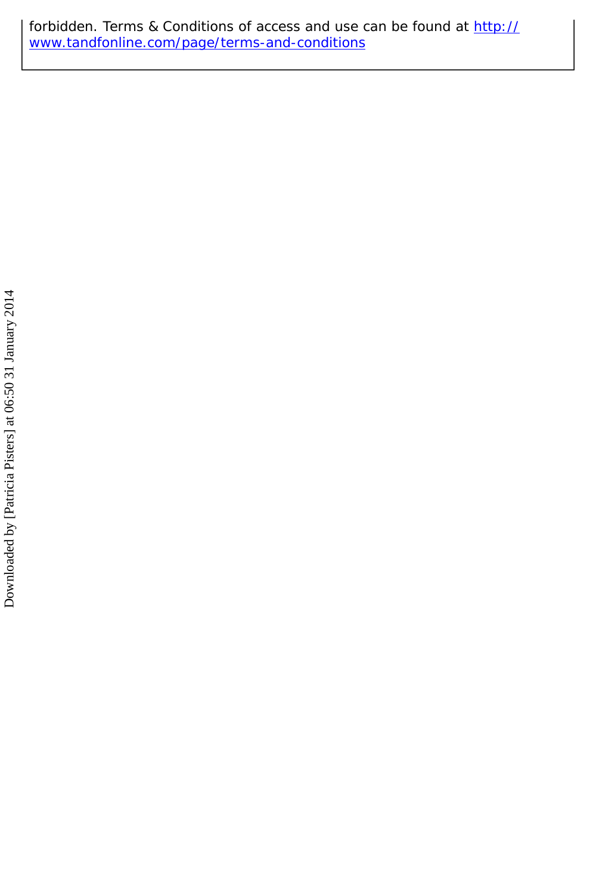forbidden. Terms & Conditions of access and use can be found at http://www.tandfonline.com/page/terms-and-conditions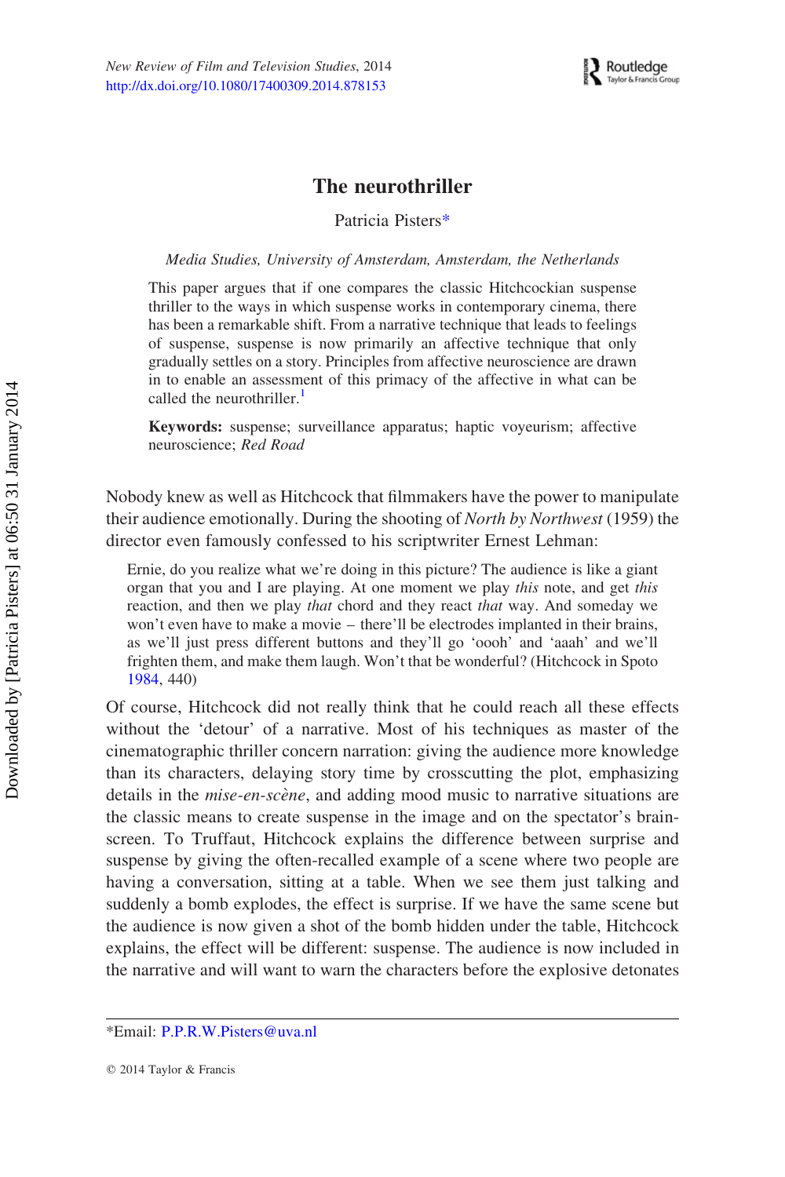# The neurothriller

Patricia Pisters*

*Media Studies, University of Amsterdam, Amsterdam, the Netherlands*

This paper argues that if one compares the classic Hitchcockian suspense thriller to the ways in which suspense works in contemporary cinema, there has been a remarkable shift. From a narrative technique that leads to feelings of suspense, suspense is now primarily an affective technique that only gradually settles on a story. Principles from affective neuroscience are drawn in to enable an assessment of this primacy of the affective in what can be called the neurothriller.[1]

**Keywords:** suspense; surveillance apparatus; haptic voyeurism; affective neuroscience; *Red Road*

Nobody knew as well as Hitchcock that filmmakers have the power to manipulate their audience emotionally. During the shooting of *North by Northwest* (1959) the director even famously confessed to his scriptwriter Ernest Lehman:

> Ernie, do you realize what we're doing in this picture? The audience is like a giant organ that you and I are playing. At one moment we play *this* note, and get *this* reaction, and then we play *that* chord and they react *that* way. And someday we won't even have to make a movie – there'll be electrodes implanted in their brains, as we'll just press different buttons and they'll go 'oooh' and 'aaah' and we'll frighten them, and make them laugh. Won't that be wonderful? (Hitchcock in Spoto 1984, 440)

Of course, Hitchcock did not really think that he could reach all these effects without the 'detour' of a narrative. Most of his techniques as master of the cinematographic thriller concern narration: giving the audience more knowledge than its characters, delaying story time by crosscutting the plot, emphasizing details in the *mise-en-scène*, and adding mood music to narrative situations are the classic means to create suspense in the image and on the spectator's brain-screen. To Truffaut, Hitchcock explains the difference between surprise and suspense by giving the often-recalled example of a scene where two people are having a conversation, sitting at a table. When we see them just talking and suddenly a bomb explodes, the effect is surprise. If we have the same scene but the audience is now given a shot of the bomb hidden under the table, Hitchcock explains, the effect will be different: suspense. The audience is now included in the narrative and will want to warn the characters before the explosive detonates

*Email: P.P.R.W.Pisters@uva.nl

© 2014 Taylor & Francis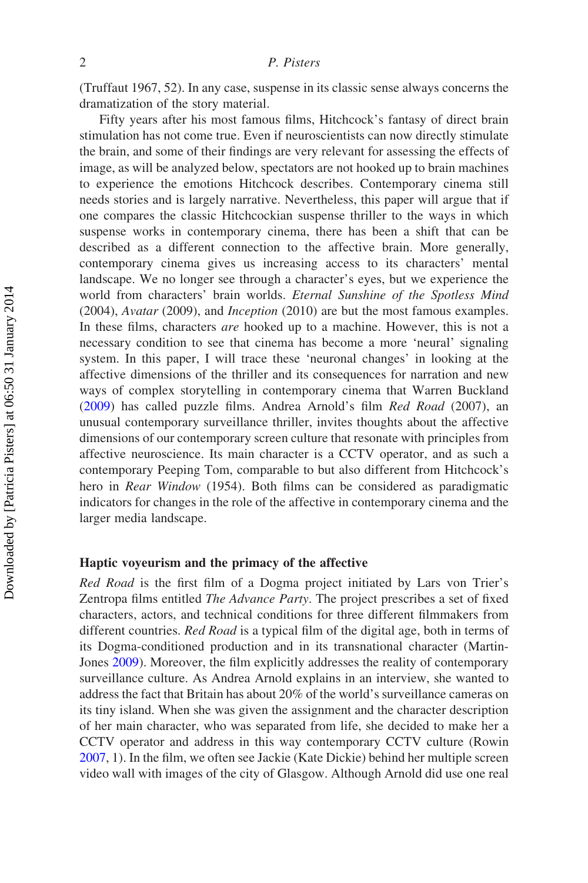(Truffaut 1967, 52). In any case, suspense in its classic sense always concerns the dramatization of the story material.

Fifty years after his most famous films, Hitchcock's fantasy of direct brain stimulation has not come true. Even if neuroscientists can now directly stimulate the brain, and some of their findings are very relevant for assessing the effects of image, as will be analyzed below, spectators are not hooked up to brain machines to experience the emotions Hitchcock describes. Contemporary cinema still needs stories and is largely narrative. Nevertheless, this paper will argue that if one compares the classic Hitchcockian suspense thriller to the ways in which suspense works in contemporary cinema, there has been a shift that can be described as a different connection to the affective brain. More generally, contemporary cinema gives us increasing access to its characters' mental landscape. We no longer see through a character's eyes, but we experience the world from characters' brain worlds. *Eternal Sunshine of the Spotless Mind* (2004), *Avatar* (2009), and *Inception* (2010) are but the most famous examples. In these films, characters *are* hooked up to a machine. However, this is not a necessary condition to see that cinema has become a more 'neural' signaling system. In this paper, I will trace these 'neuronal changes' in looking at the affective dimensions of the thriller and its consequences for narration and new ways of complex storytelling in contemporary cinema that Warren Buckland (2009) has called puzzle films. Andrea Arnold's film *Red Road* (2007), an unusual contemporary surveillance thriller, invites thoughts about the affective dimensions of our contemporary screen culture that resonate with principles from affective neuroscience. Its main character is a CCTV operator, and as such a contemporary Peeping Tom, comparable to but also different from Hitchcock's hero in *Rear Window* (1954). Both films can be considered as paradigmatic indicators for changes in the role of the affective in contemporary cinema and the larger media landscape.

## Haptic voyeurism and the primacy of the affective

*Red Road* is the first film of a Dogma project initiated by Lars von Trier's Zentropa films entitled *The Advance Party*. The project prescribes a set of fixed characters, actors, and technical conditions for three different filmmakers from different countries. *Red Road* is a typical film of the digital age, both in terms of its Dogma-conditioned production and in its transnational character (Martin-Jones 2009). Moreover, the film explicitly addresses the reality of contemporary surveillance culture. As Andrea Arnold explains in an interview, she wanted to address the fact that Britain has about 20% of the world's surveillance cameras on its tiny island. When she was given the assignment and the character description of her main character, who was separated from life, she decided to make her a CCTV operator and address in this way contemporary CCTV culture (Rowin 2007, 1). In the film, we often see Jackie (Kate Dickie) behind her multiple screen video wall with images of the city of Glasgow. Although Arnold did use one real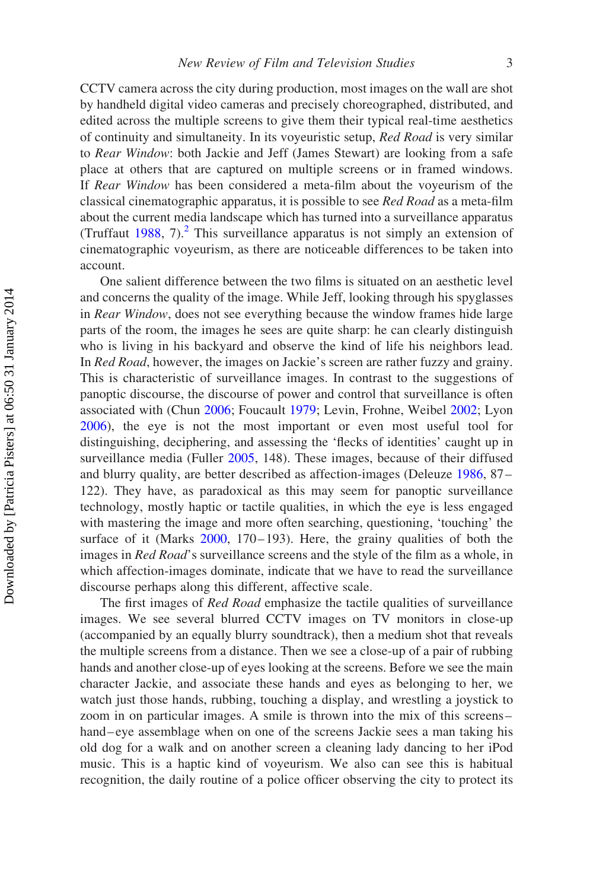CCTV camera across the city during production, most images on the wall are shot by handheld digital video cameras and precisely choreographed, distributed, and edited across the multiple screens to give them their typical real-time aesthetics of continuity and simultaneity. In its voyeuristic setup, *Red Road* is very similar to *Rear Window*: both Jackie and Jeff (James Stewart) are looking from a safe place at others that are captured on multiple screens or in framed windows. If *Rear Window* has been considered a meta-film about the voyeurism of the classical cinematographic apparatus, it is possible to see *Red Road* as a meta-film about the current media landscape which has turned into a surveillance apparatus (Truffaut 1988, 7).[2] This surveillance apparatus is not simply an extension of cinematographic voyeurism, as there are noticeable differences to be taken into account.

One salient difference between the two films is situated on an aesthetic level and concerns the quality of the image. While Jeff, looking through his spyglasses in *Rear Window*, does not see everything because the window frames hide large parts of the room, the images he sees are quite sharp: he can clearly distinguish who is living in his backyard and observe the kind of life his neighbors lead. In *Red Road*, however, the images on Jackie's screen are rather fuzzy and grainy. This is characteristic of surveillance images. In contrast to the suggestions of panoptic discourse, the discourse of power and control that surveillance is often associated with (Chun 2006; Foucault 1979; Levin, Frohne, Weibel 2002; Lyon 2006), the eye is not the most important or even most useful tool for distinguishing, deciphering, and assessing the 'flecks of identities' caught up in surveillance media (Fuller 2005, 148). These images, because of their diffused and blurry quality, are better described as affection-images (Deleuze 1986, 87–122). They have, as paradoxical as this may seem for panoptic surveillance technology, mostly haptic or tactile qualities, in which the eye is less engaged with mastering the image and more often searching, questioning, 'touching' the surface of it (Marks 2000, 170–193). Here, the grainy qualities of both the images in *Red Road*'s surveillance screens and the style of the film as a whole, in which affection-images dominate, indicate that we have to read the surveillance discourse perhaps along this different, affective scale.

The first images of *Red Road* emphasize the tactile qualities of surveillance images. We see several blurred CCTV images on TV monitors in close-up (accompanied by an equally blurry soundtrack), then a medium shot that reveals the multiple screens from a distance. Then we see a close-up of a pair of rubbing hands and another close-up of eyes looking at the screens. Before we see the main character Jackie, and associate these hands and eyes as belonging to her, we watch just those hands, rubbing, touching a display, and wrestling a joystick to zoom in on particular images. A smile is thrown into the mix of this screens–hand–eye assemblage when on one of the screens Jackie sees a man taking his old dog for a walk and on another screen a cleaning lady dancing to her iPod music. This is a haptic kind of voyeurism. We also can see this is habitual recognition, the daily routine of a police officer observing the city to protect its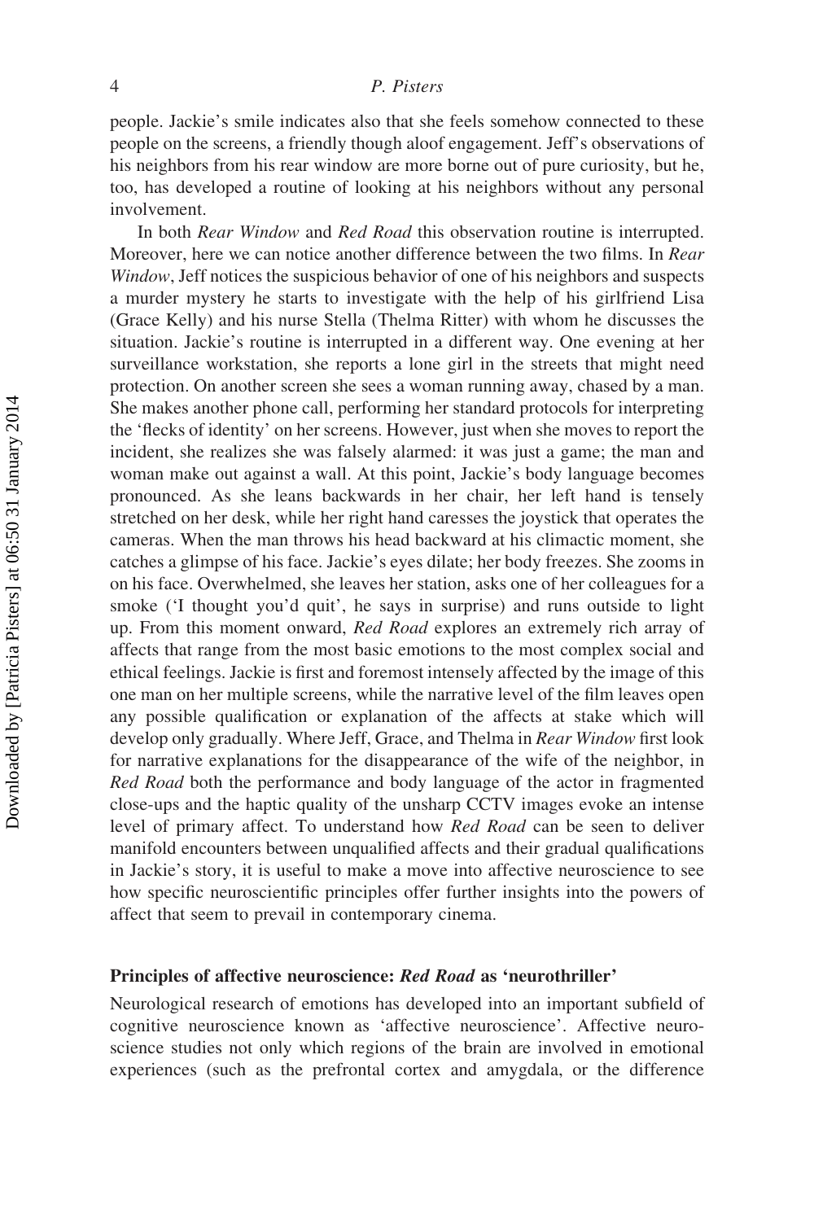people. Jackie's smile indicates also that she feels somehow connected to these people on the screens, a friendly though aloof engagement. Jeff's observations of his neighbors from his rear window are more borne out of pure curiosity, but he, too, has developed a routine of looking at his neighbors without any personal involvement.

In both *Rear Window* and *Red Road* this observation routine is interrupted. Moreover, here we can notice another difference between the two films. In *Rear Window*, Jeff notices the suspicious behavior of one of his neighbors and suspects a murder mystery he starts to investigate with the help of his girlfriend Lisa (Grace Kelly) and his nurse Stella (Thelma Ritter) with whom he discusses the situation. Jackie's routine is interrupted in a different way. One evening at her surveillance workstation, she reports a lone girl in the streets that might need protection. On another screen she sees a woman running away, chased by a man. She makes another phone call, performing her standard protocols for interpreting the 'flecks of identity' on her screens. However, just when she moves to report the incident, she realizes she was falsely alarmed: it was just a game; the man and woman make out against a wall. At this point, Jackie's body language becomes pronounced. As she leans backwards in her chair, her left hand is tensely stretched on her desk, while her right hand caresses the joystick that operates the cameras. When the man throws his head backward at his climactic moment, she catches a glimpse of his face. Jackie's eyes dilate; her body freezes. She zooms in on his face. Overwhelmed, she leaves her station, asks one of her colleagues for a smoke ('I thought you'd quit', he says in surprise) and runs outside to light up. From this moment onward, *Red Road* explores an extremely rich array of affects that range from the most basic emotions to the most complex social and ethical feelings. Jackie is first and foremost intensely affected by the image of this one man on her multiple screens, while the narrative level of the film leaves open any possible qualification or explanation of the affects at stake which will develop only gradually. Where Jeff, Grace, and Thelma in *Rear Window* first look for narrative explanations for the disappearance of the wife of the neighbor, in *Red Road* both the performance and body language of the actor in fragmented close-ups and the haptic quality of the unsharp CCTV images evoke an intense level of primary affect. To understand how *Red Road* can be seen to deliver manifold encounters between unqualified affects and their gradual qualifications in Jackie's story, it is useful to make a move into affective neuroscience to see how specific neuroscientific principles offer further insights into the powers of affect that seem to prevail in contemporary cinema.

### Principles of affective neuroscience: *Red Road* as 'neurothriller'

Neurological research of emotions has developed into an important subfield of cognitive neuroscience known as 'affective neuroscience'. Affective neuroscience studies not only which regions of the brain are involved in emotional experiences (such as the prefrontal cortex and amygdala, or the difference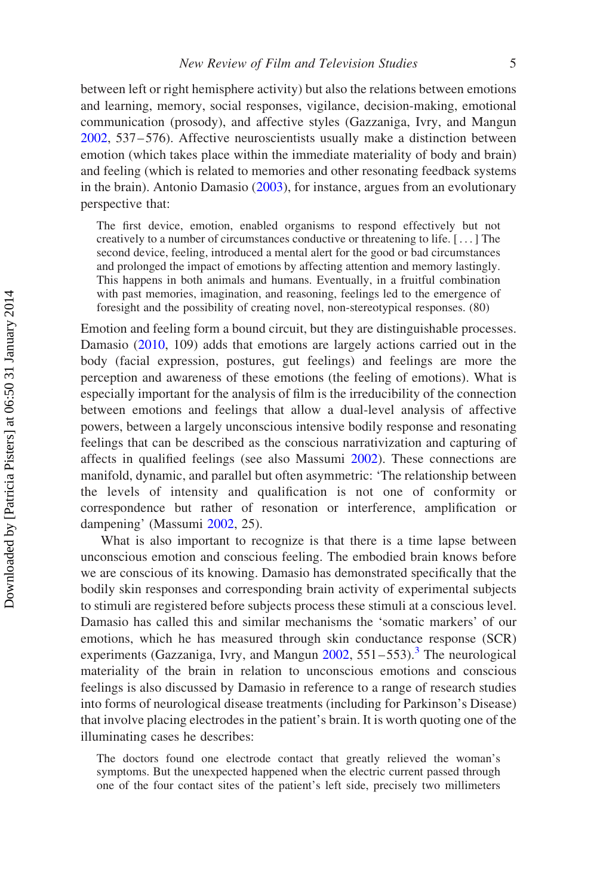between left or right hemisphere activity) but also the relations between emotions and learning, memory, social responses, vigilance, decision-making, emotional communication (prosody), and affective styles (Gazzaniga, Ivry, and Mangun 2002, 537–576). Affective neuroscientists usually make a distinction between emotion (which takes place within the immediate materiality of body and brain) and feeling (which is related to memories and other resonating feedback systems in the brain). Antonio Damasio (2003), for instance, argues from an evolutionary perspective that:

> The first device, emotion, enabled organisms to respond effectively but not creatively to a number of circumstances conductive or threatening to life. [ . . . ] The second device, feeling, introduced a mental alert for the good or bad circumstances and prolonged the impact of emotions by affecting attention and memory lastingly. This happens in both animals and humans. Eventually, in a fruitful combination with past memories, imagination, and reasoning, feelings led to the emergence of foresight and the possibility of creating novel, non-stereotypical responses. (80)

Emotion and feeling form a bound circuit, but they are distinguishable processes. Damasio (2010, 109) adds that emotions are largely actions carried out in the body (facial expression, postures, gut feelings) and feelings are more the perception and awareness of these emotions (the feeling of emotions). What is especially important for the analysis of film is the irreducibility of the connection between emotions and feelings that allow a dual-level analysis of affective powers, between a largely unconscious intensive bodily response and resonating feelings that can be described as the conscious narrativization and capturing of affects in qualified feelings (see also Massumi 2002). These connections are manifold, dynamic, and parallel but often asymmetric: 'The relationship between the levels of intensity and qualification is not one of conformity or correspondence but rather of resonation or interference, amplification or dampening' (Massumi 2002, 25).

What is also important to recognize is that there is a time lapse between unconscious emotion and conscious feeling. The embodied brain knows before we are conscious of its knowing. Damasio has demonstrated specifically that the bodily skin responses and corresponding brain activity of experimental subjects to stimuli are registered before subjects process these stimuli at a conscious level. Damasio has called this and similar mechanisms the 'somatic markers' of our emotions, which he has measured through skin conductance response (SCR) experiments (Gazzaniga, Ivry, and Mangun 2002, 551–553).[3] The neurological materiality of the brain in relation to unconscious emotions and conscious feelings is also discussed by Damasio in reference to a range of research studies into forms of neurological disease treatments (including for Parkinson's Disease) that involve placing electrodes in the patient's brain. It is worth quoting one of the illuminating cases he describes:

> The doctors found one electrode contact that greatly relieved the woman's symptoms. But the unexpected happened when the electric current passed through one of the four contact sites of the patient's left side, precisely two millimeters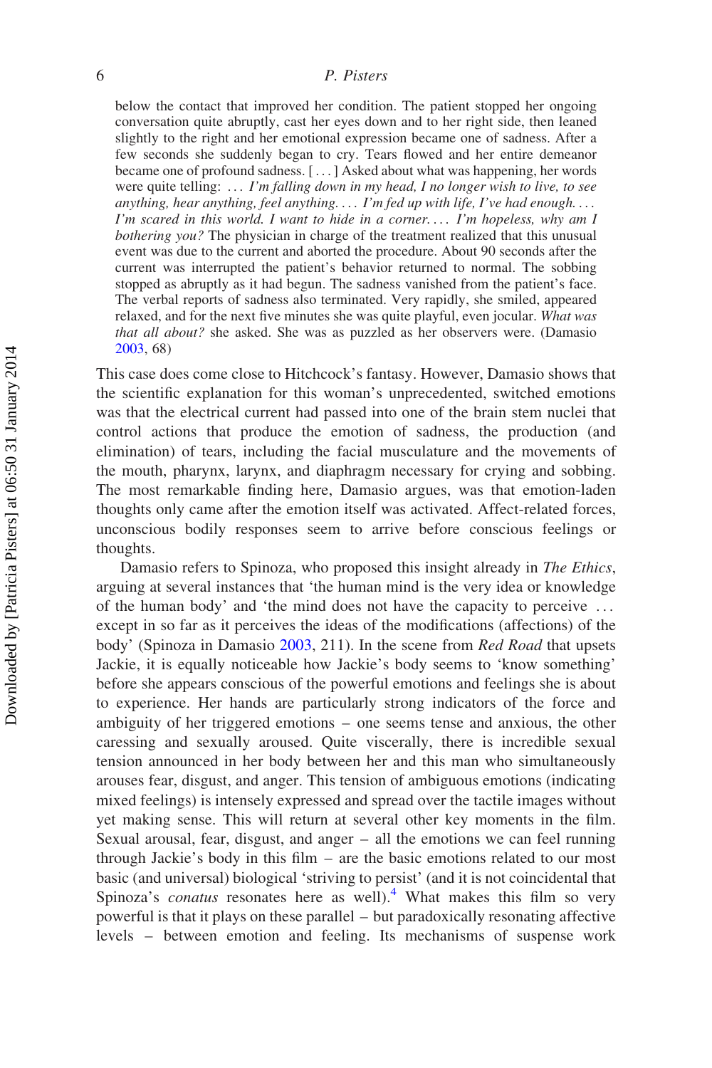> below the contact that improved her condition. The patient stopped her ongoing conversation quite abruptly, cast her eyes down and to her right side, then leaned slightly to the right and her emotional expression became one of sadness. After a few seconds she suddenly began to cry. Tears flowed and her entire demeanor became one of profound sadness. [ . . . ] Asked about what was happening, her words were quite telling: . . . *I'm falling down in my head, I no longer wish to live, to see anything, hear anything, feel anything. . . . I'm fed up with life, I've had enough. . . . I'm scared in this world. I want to hide in a corner. . . . I'm hopeless, why am I bothering you?* The physician in charge of the treatment realized that this unusual event was due to the current and aborted the procedure. About 90 seconds after the current was interrupted the patient's behavior returned to normal. The sobbing stopped as abruptly as it had begun. The sadness vanished from the patient's face. The verbal reports of sadness also terminated. Very rapidly, she smiled, appeared relaxed, and for the next five minutes she was quite playful, even jocular. *What was that all about?* she asked. She was as puzzled as her observers were. (Damasio 2003, 68)

This case does come close to Hitchcock's fantasy. However, Damasio shows that the scientific explanation for this woman's unprecedented, switched emotions was that the electrical current had passed into one of the brain stem nuclei that control actions that produce the emotion of sadness, the production (and elimination) of tears, including the facial musculature and the movements of the mouth, pharynx, larynx, and diaphragm necessary for crying and sobbing. The most remarkable finding here, Damasio argues, was that emotion-laden thoughts only came after the emotion itself was activated. Affect-related forces, unconscious bodily responses seem to arrive before conscious feelings or thoughts.

Damasio refers to Spinoza, who proposed this insight already in *The Ethics*, arguing at several instances that 'the human mind is the very idea or knowledge of the human body' and 'the mind does not have the capacity to perceive . . . except in so far as it perceives the ideas of the modifications (affections) of the body' (Spinoza in Damasio 2003, 211). In the scene from *Red Road* that upsets Jackie, it is equally noticeable how Jackie's body seems to 'know something' before she appears conscious of the powerful emotions and feelings she is about to experience. Her hands are particularly strong indicators of the force and ambiguity of her triggered emotions – one seems tense and anxious, the other caressing and sexually aroused. Quite viscerally, there is incredible sexual tension announced in her body between her and this man who simultaneously arouses fear, disgust, and anger. This tension of ambiguous emotions (indicating mixed feelings) is intensely expressed and spread over the tactile images without yet making sense. This will return at several other key moments in the film. Sexual arousal, fear, disgust, and anger – all the emotions we can feel running through Jackie's body in this film – are the basic emotions related to our most basic (and universal) biological 'striving to persist' (and it is not coincidental that Spinoza's *conatus* resonates here as well).[4] What makes this film so very powerful is that it plays on these parallel – but paradoxically resonating affective levels – between emotion and feeling. Its mechanisms of suspense work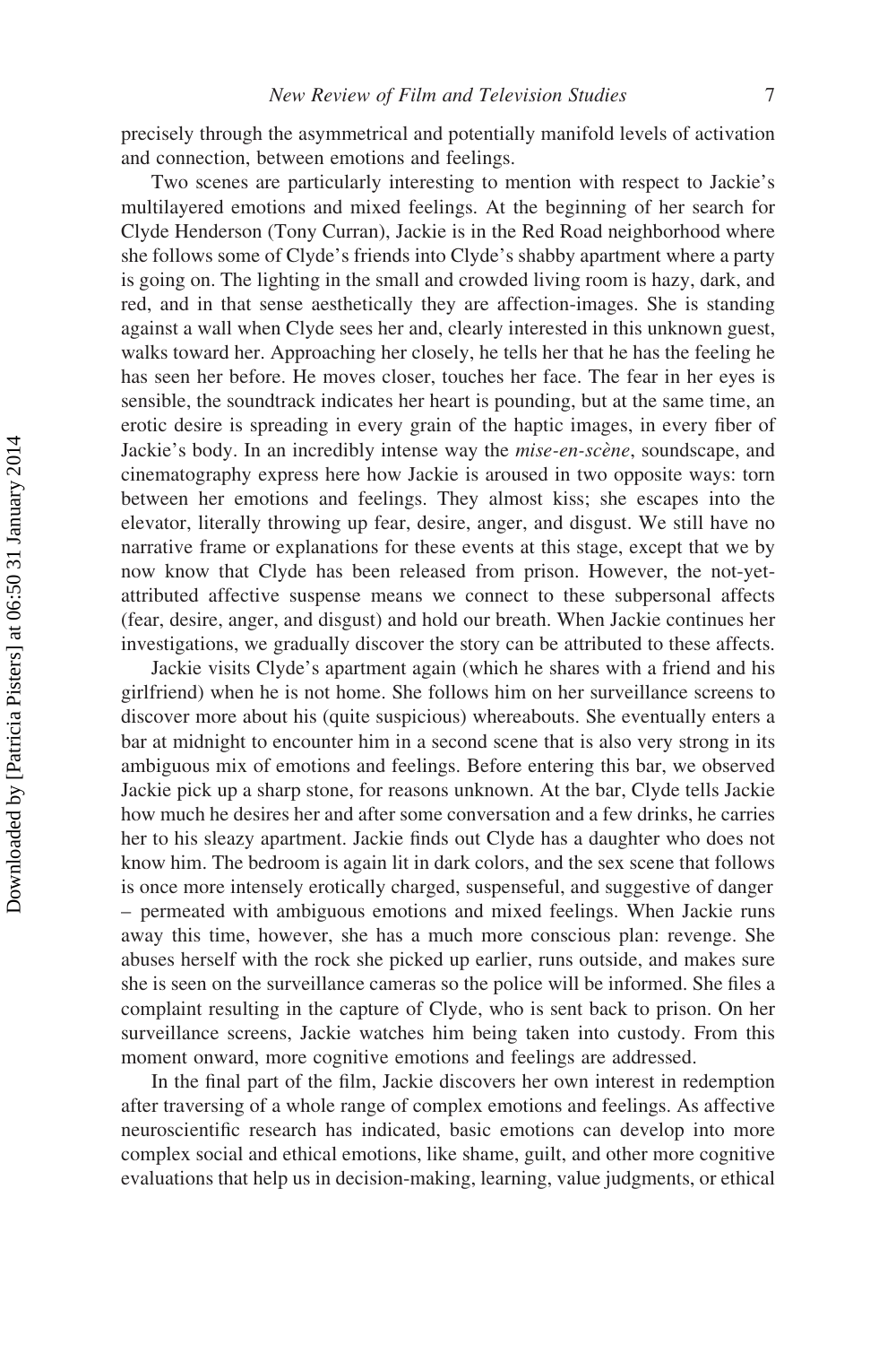precisely through the asymmetrical and potentially manifold levels of activation and connection, between emotions and feelings.

Two scenes are particularly interesting to mention with respect to Jackie's multilayered emotions and mixed feelings. At the beginning of her search for Clyde Henderson (Tony Curran), Jackie is in the Red Road neighborhood where she follows some of Clyde's friends into Clyde's shabby apartment where a party is going on. The lighting in the small and crowded living room is hazy, dark, and red, and in that sense aesthetically they are affection-images. She is standing against a wall when Clyde sees her and, clearly interested in this unknown guest, walks toward her. Approaching her closely, he tells her that he has the feeling he has seen her before. He moves closer, touches her face. The fear in her eyes is sensible, the soundtrack indicates her heart is pounding, but at the same time, an erotic desire is spreading in every grain of the haptic images, in every fiber of Jackie's body. In an incredibly intense way the *mise-en-scène*, soundscape, and cinematography express here how Jackie is aroused in two opposite ways: torn between her emotions and feelings. They almost kiss; she escapes into the elevator, literally throwing up fear, desire, anger, and disgust. We still have no narrative frame or explanations for these events at this stage, except that we by now know that Clyde has been released from prison. However, the not-yet-attributed affective suspense means we connect to these subpersonal affects (fear, desire, anger, and disgust) and hold our breath. When Jackie continues her investigations, we gradually discover the story can be attributed to these affects.

Jackie visits Clyde's apartment again (which he shares with a friend and his girlfriend) when he is not home. She follows him on her surveillance screens to discover more about his (quite suspicious) whereabouts. She eventually enters a bar at midnight to encounter him in a second scene that is also very strong in its ambiguous mix of emotions and feelings. Before entering this bar, we observed Jackie pick up a sharp stone, for reasons unknown. At the bar, Clyde tells Jackie how much he desires her and after some conversation and a few drinks, he carries her to his sleazy apartment. Jackie finds out Clyde has a daughter who does not know him. The bedroom is again lit in dark colors, and the sex scene that follows is once more intensely erotically charged, suspenseful, and suggestive of danger – permeated with ambiguous emotions and mixed feelings. When Jackie runs away this time, however, she has a much more conscious plan: revenge. She abuses herself with the rock she picked up earlier, runs outside, and makes sure she is seen on the surveillance cameras so the police will be informed. She files a complaint resulting in the capture of Clyde, who is sent back to prison. On her surveillance screens, Jackie watches him being taken into custody. From this moment onward, more cognitive emotions and feelings are addressed.

In the final part of the film, Jackie discovers her own interest in redemption after traversing of a whole range of complex emotions and feelings. As affective neuroscientific research has indicated, basic emotions can develop into more complex social and ethical emotions, like shame, guilt, and other more cognitive evaluations that help us in decision-making, learning, value judgments, or ethical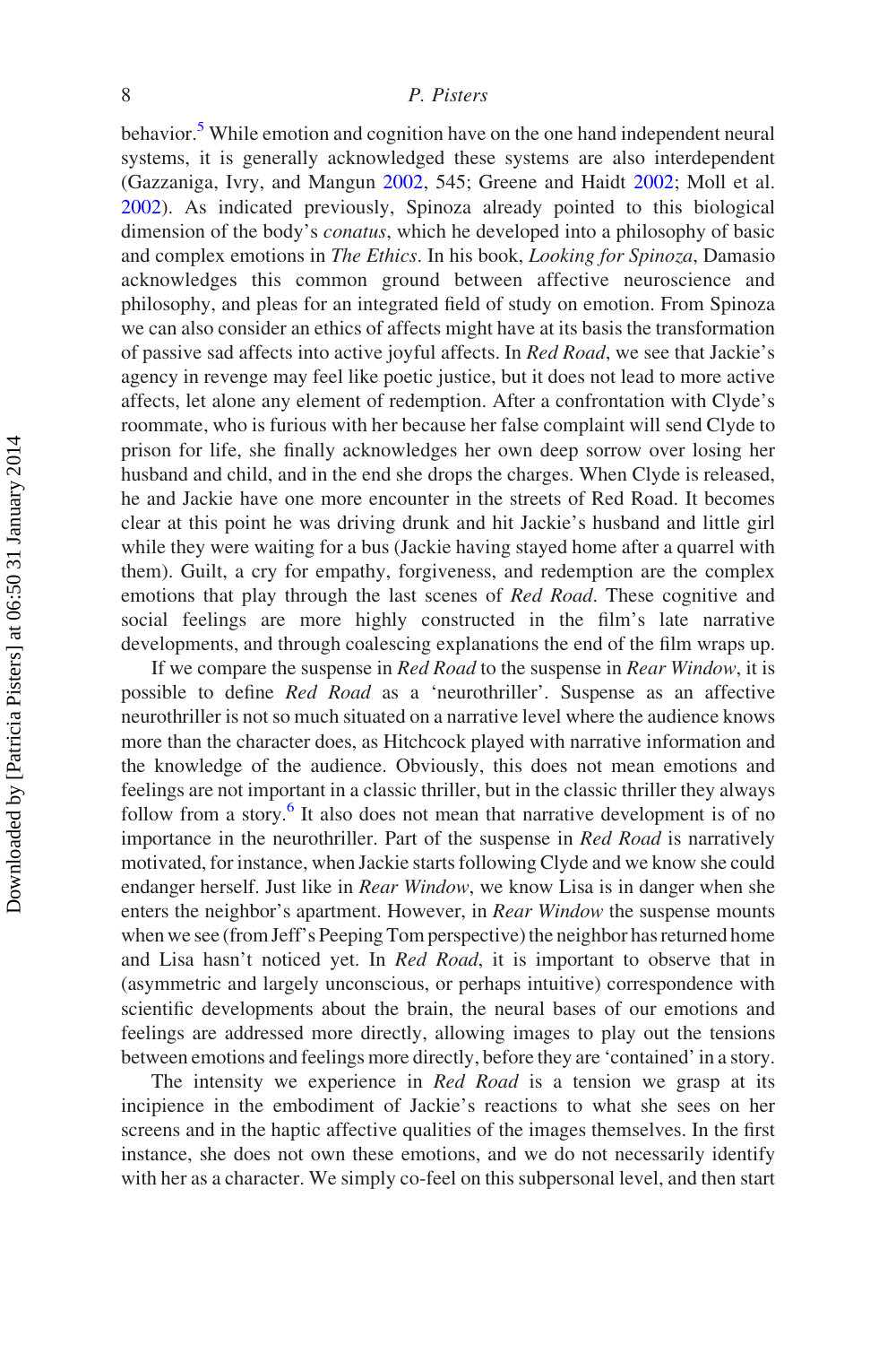behavior.[5] While emotion and cognition have on the one hand independent neural systems, it is generally acknowledged these systems are also interdependent (Gazzaniga, Ivry, and Mangun 2002, 545; Greene and Haidt 2002; Moll et al. 2002). As indicated previously, Spinoza already pointed to this biological dimension of the body's *conatus*, which he developed into a philosophy of basic and complex emotions in *The Ethics*. In his book, *Looking for Spinoza*, Damasio acknowledges this common ground between affective neuroscience and philosophy, and pleas for an integrated field of study on emotion. From Spinoza we can also consider an ethics of affects might have at its basis the transformation of passive sad affects into active joyful affects. In *Red Road*, we see that Jackie's agency in revenge may feel like poetic justice, but it does not lead to more active affects, let alone any element of redemption. After a confrontation with Clyde's roommate, who is furious with her because her false complaint will send Clyde to prison for life, she finally acknowledges her own deep sorrow over losing her husband and child, and in the end she drops the charges. When Clyde is released, he and Jackie have one more encounter in the streets of Red Road. It becomes clear at this point he was driving drunk and hit Jackie's husband and little girl while they were waiting for a bus (Jackie having stayed home after a quarrel with them). Guilt, a cry for empathy, forgiveness, and redemption are the complex emotions that play through the last scenes of *Red Road*. These cognitive and social feelings are more highly constructed in the film's late narrative developments, and through coalescing explanations the end of the film wraps up.

If we compare the suspense in *Red Road* to the suspense in *Rear Window*, it is possible to define *Red Road* as a 'neurothriller'. Suspense as an affective neurothriller is not so much situated on a narrative level where the audience knows more than the character does, as Hitchcock played with narrative information and the knowledge of the audience. Obviously, this does not mean emotions and feelings are not important in a classic thriller, but in the classic thriller they always follow from a story.[6] It also does not mean that narrative development is of no importance in the neurothriller. Part of the suspense in *Red Road* is narratively motivated, for instance, when Jackie starts following Clyde and we know she could endanger herself. Just like in *Rear Window*, we know Lisa is in danger when she enters the neighbor's apartment. However, in *Rear Window* the suspense mounts when we see (from Jeff's Peeping Tom perspective) the neighbor has returned home and Lisa hasn't noticed yet. In *Red Road*, it is important to observe that in (asymmetric and largely unconscious, or perhaps intuitive) correspondence with scientific developments about the brain, the neural bases of our emotions and feelings are addressed more directly, allowing images to play out the tensions between emotions and feelings more directly, before they are 'contained' in a story.

The intensity we experience in *Red Road* is a tension we grasp at its incipience in the embodiment of Jackie's reactions to what she sees on her screens and in the haptic affective qualities of the images themselves. In the first instance, she does not own these emotions, and we do not necessarily identify with her as a character. We simply co-feel on this subpersonal level, and then start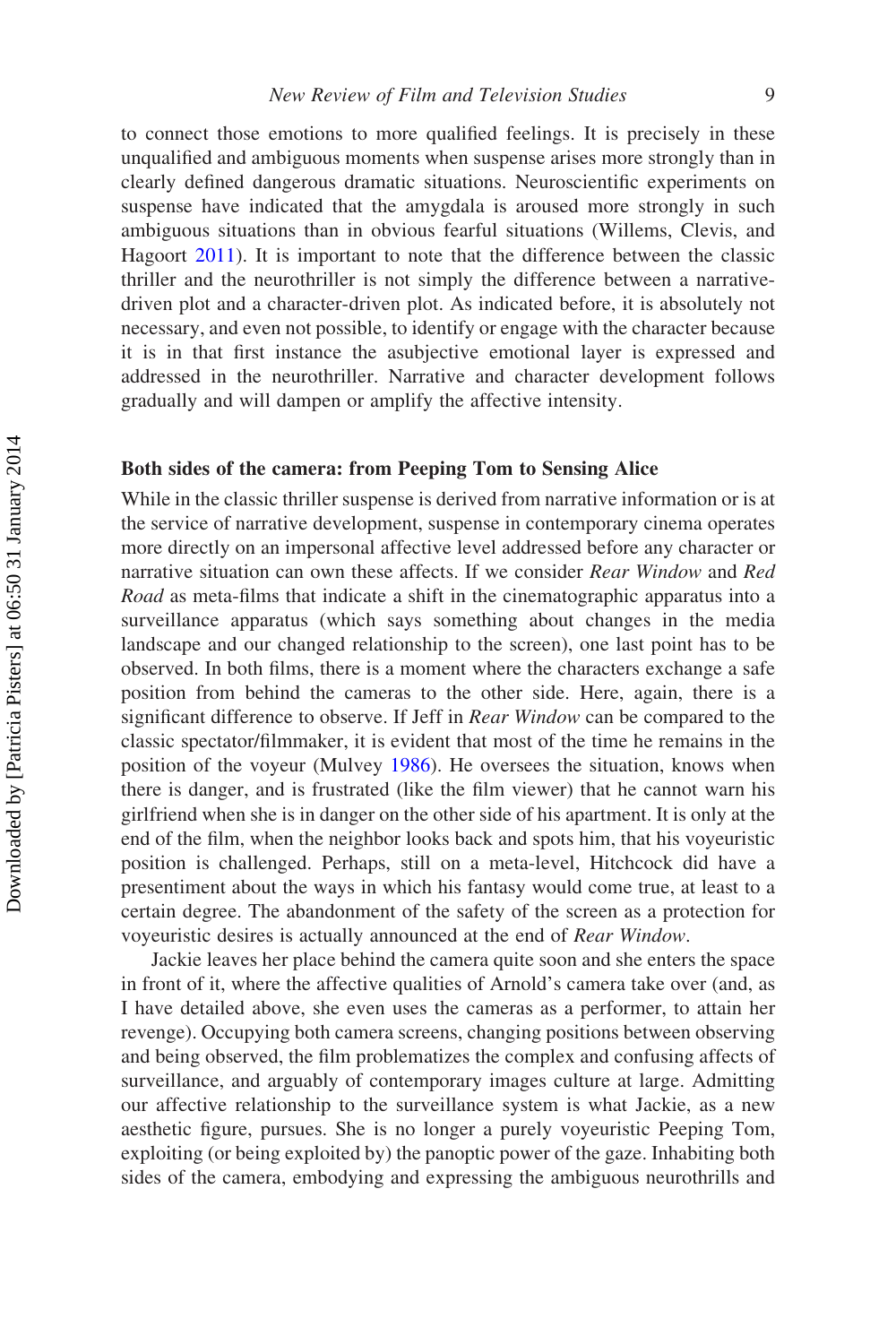to connect those emotions to more qualified feelings. It is precisely in these unqualified and ambiguous moments when suspense arises more strongly than in clearly defined dangerous dramatic situations. Neuroscientific experiments on suspense have indicated that the amygdala is aroused more strongly in such ambiguous situations than in obvious fearful situations (Willems, Clevis, and Hagoort 2011). It is important to note that the difference between the classic thriller and the neurothriller is not simply the difference between a narrative-driven plot and a character-driven plot. As indicated before, it is absolutely not necessary, and even not possible, to identify or engage with the character because it is in that first instance the asubjective emotional layer is expressed and addressed in the neurothriller. Narrative and character development follows gradually and will dampen or amplify the affective intensity.

### Both sides of the camera: from Peeping Tom to Sensing Alice

While in the classic thriller suspense is derived from narrative information or is at the service of narrative development, suspense in contemporary cinema operates more directly on an impersonal affective level addressed before any character or narrative situation can own these affects. If we consider *Rear Window* and *Red Road* as meta-films that indicate a shift in the cinematographic apparatus into a surveillance apparatus (which says something about changes in the media landscape and our changed relationship to the screen), one last point has to be observed. In both films, there is a moment where the characters exchange a safe position from behind the cameras to the other side. Here, again, there is a significant difference to observe. If Jeff in *Rear Window* can be compared to the classic spectator/filmmaker, it is evident that most of the time he remains in the position of the voyeur (Mulvey 1986). He oversees the situation, knows when there is danger, and is frustrated (like the film viewer) that he cannot warn his girlfriend when she is in danger on the other side of his apartment. It is only at the end of the film, when the neighbor looks back and spots him, that his voyeuristic position is challenged. Perhaps, still on a meta-level, Hitchcock did have a presentiment about the ways in which his fantasy would come true, at least to a certain degree. The abandonment of the safety of the screen as a protection for voyeuristic desires is actually announced at the end of *Rear Window*.

Jackie leaves her place behind the camera quite soon and she enters the space in front of it, where the affective qualities of Arnold's camera take over (and, as I have detailed above, she even uses the cameras as a performer, to attain her revenge). Occupying both camera screens, changing positions between observing and being observed, the film problematizes the complex and confusing affects of surveillance, and arguably of contemporary images culture at large. Admitting our affective relationship to the surveillance system is what Jackie, as a new aesthetic figure, pursues. She is no longer a purely voyeuristic Peeping Tom, exploiting (or being exploited by) the panoptic power of the gaze. Inhabiting both sides of the camera, embodying and expressing the ambiguous neurothrills and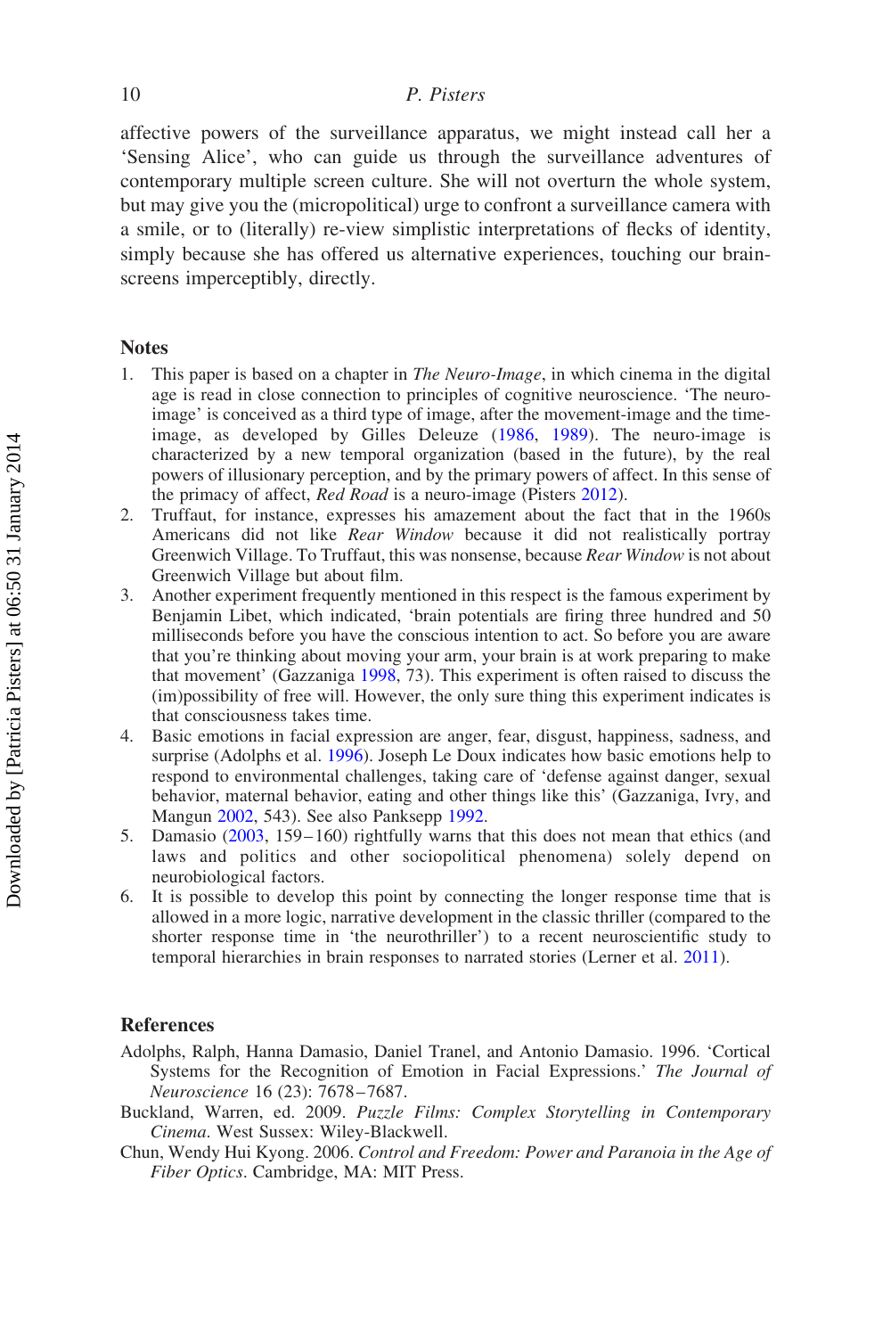affective powers of the surveillance apparatus, we might instead call her a 'Sensing Alice', who can guide us through the surveillance adventures of contemporary multiple screen culture. She will not overturn the whole system, but may give you the (micropolitical) urge to confront a surveillance camera with a smile, or to (literally) re-view simplistic interpretations of flecks of identity, simply because she has offered us alternative experiences, touching our brain-screens imperceptibly, directly.

## Notes

1. This paper is based on a chapter in *The Neuro-Image*, in which cinema in the digital age is read in close connection to principles of cognitive neuroscience. 'The neuro-image' is conceived as a third type of image, after the movement-image and the time-image, as developed by Gilles Deleuze (1986, 1989). The neuro-image is characterized by a new temporal organization (based in the future), by the real powers of illusionary perception, and by the primary powers of affect. In this sense of the primacy of affect, *Red Road* is a neuro-image (Pisters 2012).
2. Truffaut, for instance, expresses his amazement about the fact that in the 1960s Americans did not like *Rear Window* because it did not realistically portray Greenwich Village. To Truffaut, this was nonsense, because *Rear Window* is not about Greenwich Village but about film.
3. Another experiment frequently mentioned in this respect is the famous experiment by Benjamin Libet, which indicated, 'brain potentials are firing three hundred and 50 milliseconds before you have the conscious intention to act. So before you are aware that you're thinking about moving your arm, your brain is at work preparing to make that movement' (Gazzaniga 1998, 73). This experiment is often raised to discuss the (im)possibility of free will. However, the only sure thing this experiment indicates is that consciousness takes time.
4. Basic emotions in facial expression are anger, fear, disgust, happiness, sadness, and surprise (Adolphs et al. 1996). Joseph Le Doux indicates how basic emotions help to respond to environmental challenges, taking care of 'defense against danger, sexual behavior, maternal behavior, eating and other things like this' (Gazzaniga, Ivry, and Mangun 2002, 543). See also Panksepp 1992.
5. Damasio (2003, 159–160) rightfully warns that this does not mean that ethics (and laws and politics and other sociopolitical phenomena) solely depend on neurobiological factors.
6. It is possible to develop this point by connecting the longer response time that is allowed in a more logic, narrative development in the classic thriller (compared to the shorter response time in 'the neurothriller') to a recent neuroscientific study to temporal hierarchies in brain responses to narrated stories (Lerner et al. 2011).

## References

Adolphs, Ralph, Hanna Damasio, Daniel Tranel, and Antonio Damasio. 1996. 'Cortical Systems for the Recognition of Emotion in Facial Expressions.' *The Journal of Neuroscience* 16 (23): 7678–7687.

Buckland, Warren, ed. 2009. *Puzzle Films: Complex Storytelling in Contemporary Cinema*. West Sussex: Wiley-Blackwell.

Chun, Wendy Hui Kyong. 2006. *Control and Freedom: Power and Paranoia in the Age of Fiber Optics*. Cambridge, MA: MIT Press.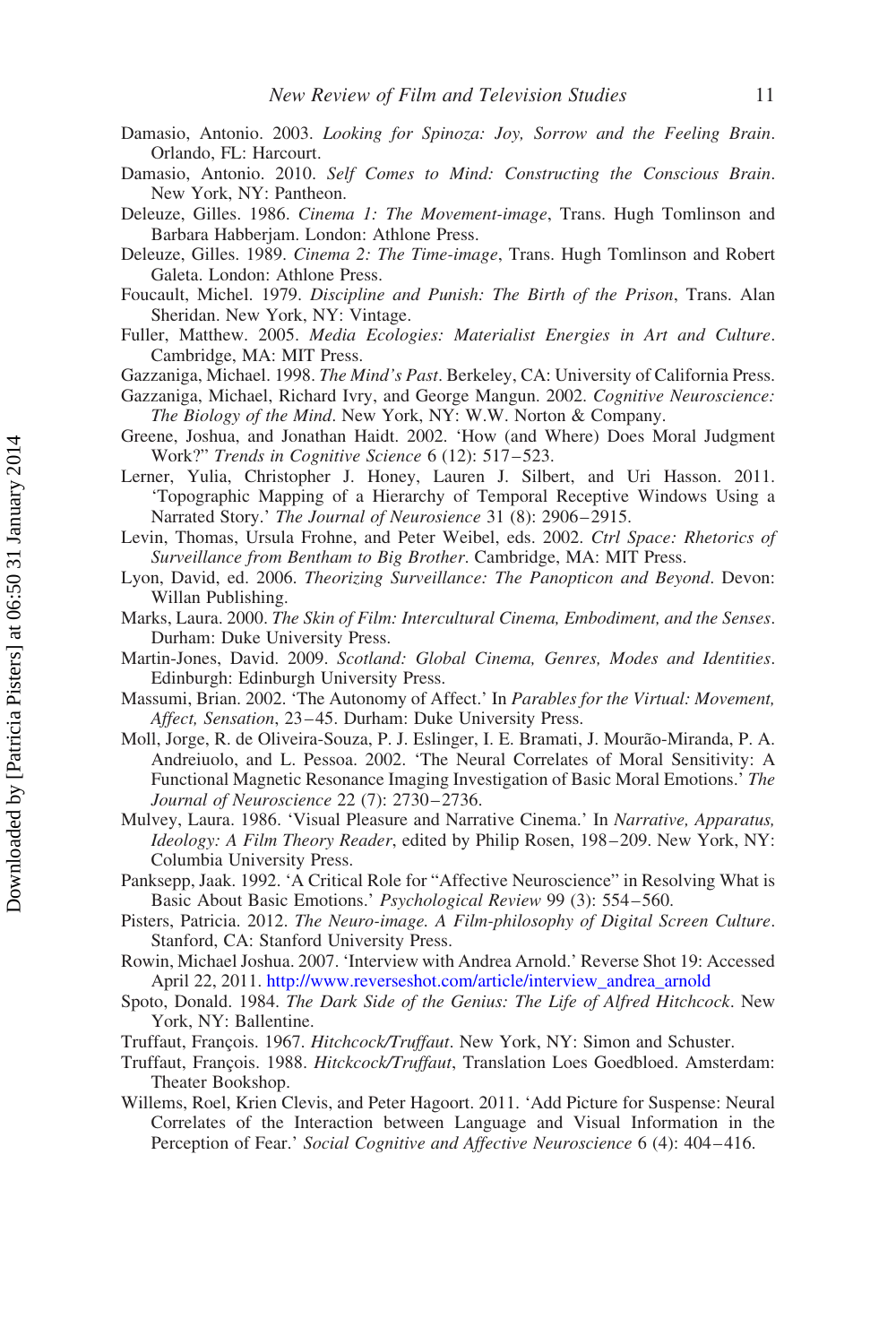Damasio, Antonio. 2003. *Looking for Spinoza: Joy, Sorrow and the Feeling Brain*. Orlando, FL: Harcourt.

Damasio, Antonio. 2010. *Self Comes to Mind: Constructing the Conscious Brain*. New York, NY: Pantheon.

Deleuze, Gilles. 1986. *Cinema 1: The Movement-image*, Trans. Hugh Tomlinson and Barbara Habberjam. London: Athlone Press.

Deleuze, Gilles. 1989. *Cinema 2: The Time-image*, Trans. Hugh Tomlinson and Robert Galeta. London: Athlone Press.

Foucault, Michel. 1979. *Discipline and Punish: The Birth of the Prison*, Trans. Alan Sheridan. New York, NY: Vintage.

Fuller, Matthew. 2005. *Media Ecologies: Materialist Energies in Art and Culture*. Cambridge, MA: MIT Press.

Gazzaniga, Michael. 1998. *The Mind's Past*. Berkeley, CA: University of California Press.

Gazzaniga, Michael, Richard Ivry, and George Mangun. 2002. *Cognitive Neuroscience: The Biology of the Mind*. New York, NY: W.W. Norton & Company.

Greene, Joshua, and Jonathan Haidt. 2002. 'How (and Where) Does Moral Judgment Work?" *Trends in Cognitive Science* 6 (12): 517–523.

Lerner, Yulia, Christopher J. Honey, Lauren J. Silbert, and Uri Hasson. 2011. 'Topographic Mapping of a Hierarchy of Temporal Receptive Windows Using a Narrated Story.' *The Journal of Neurosience* 31 (8): 2906–2915.

Levin, Thomas, Ursula Frohne, and Peter Weibel, eds. 2002. *Ctrl Space: Rhetorics of Surveillance from Bentham to Big Brother*. Cambridge, MA: MIT Press.

Lyon, David, ed. 2006. *Theorizing Surveillance: The Panopticon and Beyond*. Devon: Willan Publishing.

Marks, Laura. 2000. *The Skin of Film: Intercultural Cinema, Embodiment, and the Senses*. Durham: Duke University Press.

Martin-Jones, David. 2009. *Scotland: Global Cinema, Genres, Modes and Identities*. Edinburgh: Edinburgh University Press.

Massumi, Brian. 2002. 'The Autonomy of Affect.' In *Parables for the Virtual: Movement, Affect, Sensation*, 23–45. Durham: Duke University Press.

Moll, Jorge, R. de Oliveira-Souza, P. J. Eslinger, I. E. Bramati, J. Mourão-Miranda, P. A. Andreiuolo, and L. Pessoa. 2002. 'The Neural Correlates of Moral Sensitivity: A Functional Magnetic Resonance Imaging Investigation of Basic Moral Emotions.' *The Journal of Neuroscience* 22 (7): 2730–2736.

Mulvey, Laura. 1986. 'Visual Pleasure and Narrative Cinema.' In *Narrative, Apparatus, Ideology: A Film Theory Reader*, edited by Philip Rosen, 198–209. New York, NY: Columbia University Press.

Panksepp, Jaak. 1992. 'A Critical Role for "Affective Neuroscience" in Resolving What is Basic About Basic Emotions.' *Psychological Review* 99 (3): 554–560.

Pisters, Patricia. 2012. *The Neuro-image. A Film-philosophy of Digital Screen Culture*. Stanford, CA: Stanford University Press.

Rowin, Michael Joshua. 2007. 'Interview with Andrea Arnold.' Reverse Shot 19: Accessed April 22, 2011. http://www.reverseshot.com/article/interview_andrea_arnold

Spoto, Donald. 1984. *The Dark Side of the Genius: The Life of Alfred Hitchcock*. New York, NY: Ballentine.

Truffaut, François. 1967. *Hitchcock/Truffaut*. New York, NY: Simon and Schuster.

Truffaut, François. 1988. *Hitckcock/Truffaut*, Translation Loes Goedbloed. Amsterdam: Theater Bookshop.

Willems, Roel, Krien Clevis, and Peter Hagoort. 2011. 'Add Picture for Suspense: Neural Correlates of the Interaction between Language and Visual Information in the Perception of Fear.' *Social Cognitive and Affective Neuroscience* 6 (4): 404–416.